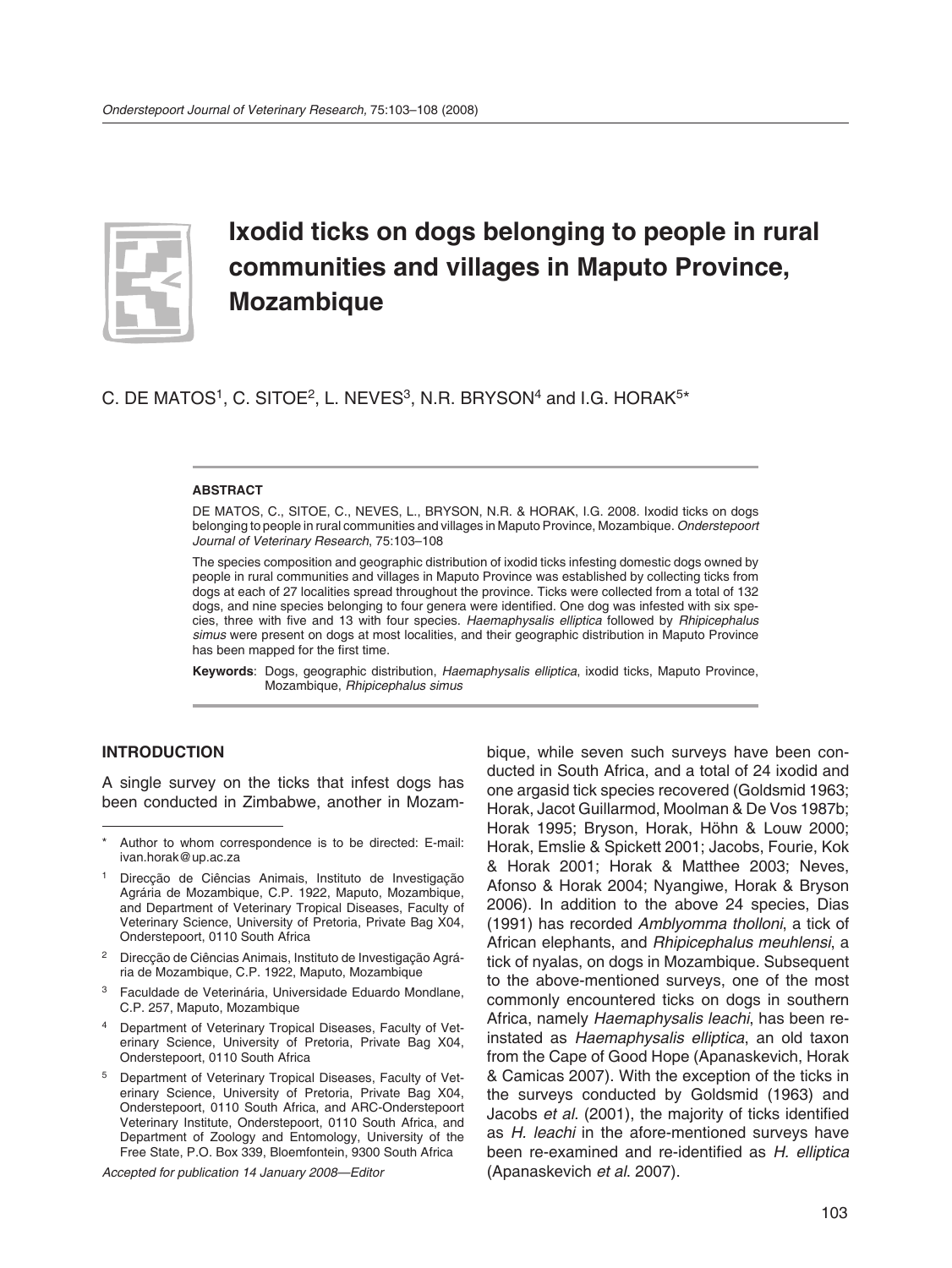# Ixodid ticks on dogs belonging to people in rural communities and villages in Maputo Province, Mozambique

C. DE MATOS[1], C. SITOE[2], L. NEVES[3], N.R. BRYSON[4] and I.G. HORAK[5]*

### ABSTRACT

DE MATOS, C., SITOE, C., NEVES, L., BRYSON, N.R. & HORAK, I.G. 2008. Ixodid ticks on dogs belonging to people in rural communities and villages in Maputo Province, Mozambique. *Onderstepoort Journal of Veterinary Research*, 75:103–108

The species composition and geographic distribution of ixodid ticks infesting domestic dogs owned by people in rural communities and villages in Maputo Province was established by collecting ticks from dogs at each of 27 localities spread throughout the province. Ticks were collected from a total of 132 dogs, and nine species belonging to four genera were identified. One dog was infested with six species, three with five and 13 with four species. *Haemaphysalis elliptica* followed by *Rhipicephalus simus* were present on dogs at most localities, and their geographic distribution in Maputo Province has been mapped for the first time.

**Keywords**: Dogs, geographic distribution, *Haemaphysalis elliptica*, ixodid ticks, Maputo Province, Mozambique, *Rhipicephalus simus*

## INTRODUCTION

A single survey on the ticks that infest dogs has been conducted in Zimbabwe, another in Mozambique, while seven such surveys have been conducted in South Africa, and a total of 24 ixodid and one argasid tick species recovered (Goldsmid 1963; Horak, Jacot Guillarmod, Moolman & De Vos 1987b; Horak 1995; Bryson, Horak, Höhn & Louw 2000; Horak, Emslie & Spickett 2001; Jacobs, Fourie, Kok & Horak 2001; Horak & Matthee 2003; Neves, Afonso & Horak 2004; Nyangiwe, Horak & Bryson 2006). In addition to the above 24 species, Dias (1991) has recorded *Amblyomma tholloni*, a tick of African elephants, and *Rhipicephalus meuhlensi*, a tick of nyalas, on dogs in Mozambique. Subsequent to the above-mentioned surveys, one of the most commonly encountered ticks on dogs in southern Africa, namely *Haemaphysalis leachi*, has been reinstated as *Haemaphysalis elliptica*, an old taxon from the Cape of Good Hope (Apanaskevich, Horak & Camicas 2007). With the exception of the ticks in the surveys conducted by Goldsmid (1963) and Jacobs *et al.* (2001), the majority of ticks identified as *H. leachi* in the afore-mentioned surveys have been re-examined and re-identified as *H. elliptica* (Apanaskevich *et al.* 2007).

---

\* Author to whom correspondence is to be directed: E-mail: ivan.horak@up.ac.za

[1] Direcção de Ciências Animais, Instituto de Investigação Agrária de Mozambique, C.P. 1922, Maputo, Mozambique, and Department of Veterinary Tropical Diseases, Faculty of Veterinary Science, University of Pretoria, Private Bag X04, Onderstepoort, 0110 South Africa

[2] Direcção de Ciências Animais, Instituto de Investigação Agrária de Mozambique, C.P. 1922, Maputo, Mozambique

[3] Faculdade de Veterinária, Universidade Eduardo Mondlane, C.P. 257, Maputo, Mozambique

[4] Department of Veterinary Tropical Diseases, Faculty of Veterinary Science, University of Pretoria, Private Bag X04, Onderstepoort, 0110 South Africa

[5] Department of Veterinary Tropical Diseases, Faculty of Veterinary Science, University of Pretoria, Private Bag X04, Onderstepoort, 0110 South Africa, and ARC-Onderstepoort Veterinary Institute, Onderstepoort, 0110 South Africa, and Department of Zoology and Entomology, University of the Free State, P.O. Box 339, Bloemfontein, 9300 South Africa

*Accepted for publication 14 January 2008—Editor*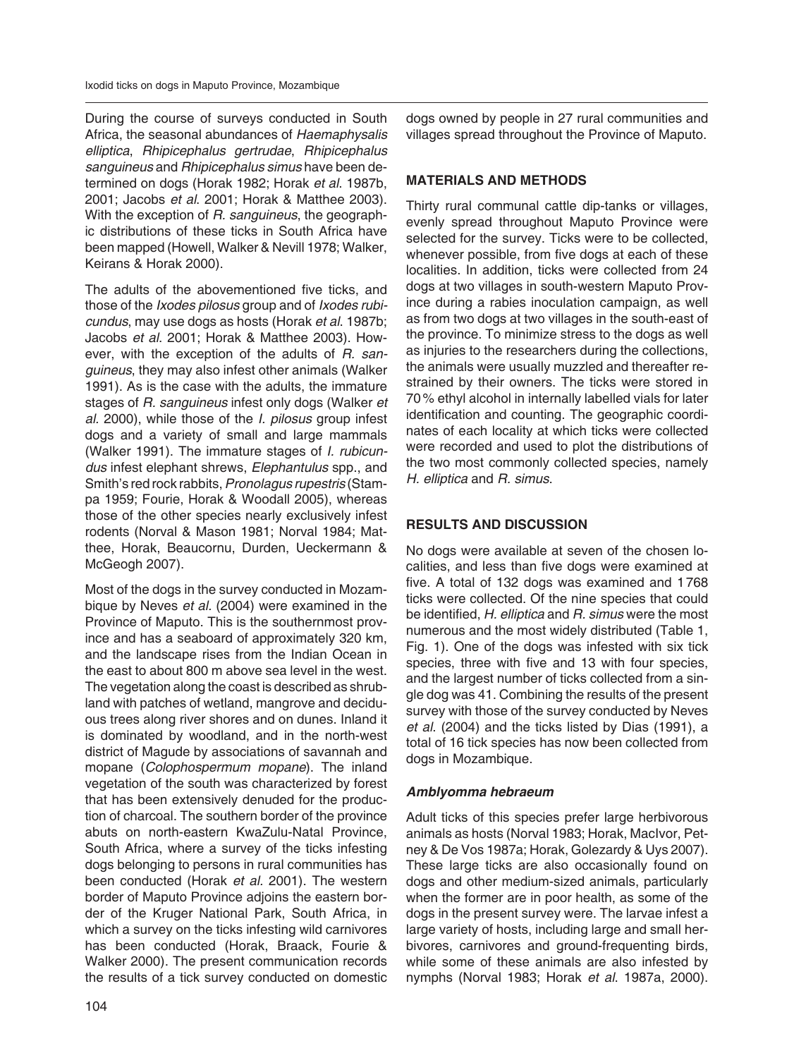During the course of surveys conducted in South Africa, the seasonal abundances of *Haemaphysalis elliptica*, *Rhipicephalus gertrudae*, *Rhipicephalus sanguineus* and *Rhipicephalus simus* have been determined on dogs (Horak 1982; Horak *et al.* 1987b, 2001; Jacobs *et al.* 2001; Horak & Matthee 2003). With the exception of *R. sanguineus*, the geographic distributions of these ticks in South Africa have been mapped (Howell, Walker & Nevill 1978; Walker, Keirans & Horak 2000).

The adults of the abovementioned five ticks, and those of the *Ixodes pilosus* group and of *Ixodes rubicundus*, may use dogs as hosts (Horak *et al.* 1987b; Jacobs *et al.* 2001; Horak & Matthee 2003). However, with the exception of the adults of *R. sanguineus*, they may also infest other animals (Walker 1991). As is the case with the adults, the immature stages of *R. sanguineus* infest only dogs (Walker *et al.* 2000), while those of the *I. pilosus* group infest dogs and a variety of small and large mammals (Walker 1991). The immature stages of *I. rubicundus* infest elephant shrews, *Elephantulus* spp., and Smith's red rock rabbits, *Pronolagus rupestris* (Stampa 1959; Fourie, Horak & Woodall 2005), whereas those of the other species nearly exclusively infest rodents (Norval & Mason 1981; Norval 1984; Matthee, Horak, Beaucornu, Durden, Ueckermann & McGeogh 2007).

Most of the dogs in the survey conducted in Mozambique by Neves *et al.* (2004) were examined in the Province of Maputo. This is the southernmost province and has a seaboard of approximately 320 km, and the landscape rises from the Indian Ocean in the east to about 800 m above sea level in the west. The vegetation along the coast is described as shrubland with patches of wetland, mangrove and deciduous trees along river shores and on dunes. Inland it is dominated by woodland, and in the north-west district of Magude by associations of savannah and mopane (*Colophospermum mopane*). The inland vegetation of the south was characterized by forest that has been extensively denuded for the production of charcoal. The southern border of the province abuts on north-eastern KwaZulu-Natal Province, South Africa, where a survey of the ticks infesting dogs belonging to persons in rural communities has been conducted (Horak *et al.* 2001). The western border of Maputo Province adjoins the eastern border of the Kruger National Park, South Africa, in which a survey on the ticks infesting wild carnivores has been conducted (Horak, Braack, Fourie & Walker 2000). The present communication records the results of a tick survey conducted on domestic dogs owned by people in 27 rural communities and villages spread throughout the Province of Maputo.

## MATERIALS AND METHODS

Thirty rural communal cattle dip-tanks or villages, evenly spread throughout Maputo Province were selected for the survey. Ticks were to be collected, whenever possible, from five dogs at each of these localities. In addition, ticks were collected from 24 dogs at two villages in south-western Maputo Province during a rabies inoculation campaign, as well as from two dogs at two villages in the south-east of the province. To minimize stress to the dogs as well as injuries to the researchers during the collections, the animals were usually muzzled and thereafter restrained by their owners. The ticks were stored in 70 % ethyl alcohol in internally labelled vials for later identification and counting. The geographic coordinates of each locality at which ticks were collected were recorded and used to plot the distributions of the two most commonly collected species, namely *H. elliptica* and *R. simus*.

## RESULTS AND DISCUSSION

No dogs were available at seven of the chosen localities, and less than five dogs were examined at five. A total of 132 dogs was examined and 1 768 ticks were collected. Of the nine species that could be identified, *H. elliptica* and *R. simus* were the most numerous and the most widely distributed (Table 1, Fig. 1). One of the dogs was infested with six tick species, three with five and 13 with four species, and the largest number of ticks collected from a single dog was 41. Combining the results of the present survey with those of the survey conducted by Neves *et al.* (2004) and the ticks listed by Dias (1991), a total of 16 tick species has now been collected from dogs in Mozambique.

### *Amblyomma hebraeum*

Adult ticks of this species prefer large herbivorous animals as hosts (Norval 1983; Horak, MacIvor, Petney & De Vos 1987a; Horak, Golezardy & Uys 2007). These large ticks are also occasionally found on dogs and other medium-sized animals, particularly when the former are in poor health, as some of the dogs in the present survey were. The larvae infest a large variety of hosts, including large and small herbivores, carnivores and ground-frequenting birds, while some of these animals are also infested by nymphs (Norval 1983; Horak *et al.* 1987a, 2000).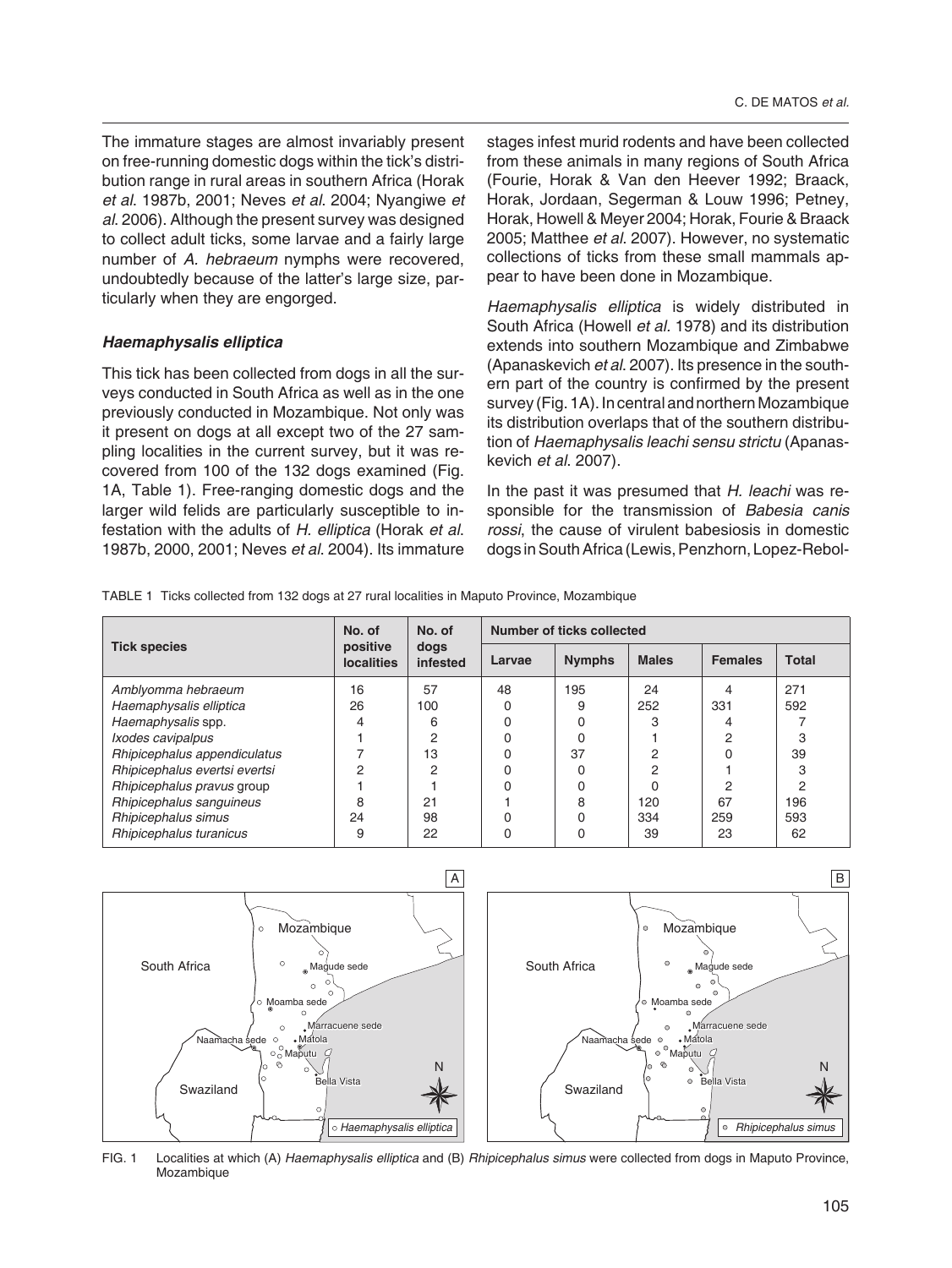The immature stages are almost invariably present on free-running domestic dogs within the tick's distribution range in rural areas in southern Africa (Horak *et al*. 1987b, 2001; Neves *et al*. 2004; Nyangiwe *et al*. 2006). Although the present survey was designed to collect adult ticks, some larvae and a fairly large number of *A. hebraeum* nymphs were recovered, undoubtedly because of the latter's large size, particularly when they are engorged.

### *Haemaphysalis elliptica*

This tick has been collected from dogs in all the surveys conducted in South Africa as well as in the one previously conducted in Mozambique. Not only was it present on dogs at all except two of the 27 sampling localities in the current survey, but it was recovered from 100 of the 132 dogs examined (Fig. 1A, Table 1). Free-ranging domestic dogs and the larger wild felids are particularly susceptible to infestation with the adults of *H. elliptica* (Horak *et al*. 1987b, 2000, 2001; Neves *et al*. 2004). Its immature stages infest murid rodents and have been collected from these animals in many regions of South Africa (Fourie, Horak & Van den Heever 1992; Braack, Horak, Jordaan, Segerman & Louw 1996; Petney, Horak, Howell & Meyer 2004; Horak, Fourie & Braack 2005; Matthee *et al*. 2007). However, no systematic collections of ticks from these small mammals appear to have been done in Mozambique.

*Haemaphysalis elliptica* is widely distributed in South Africa (Howell *et al.* 1978) and its distribution extends into southern Mozambique and Zimbabwe (Apanaskevich *et al*. 2007). Its presence in the southern part of the country is confirmed by the present survey (Fig. 1A). In central and northern Mozambique its distribution overlaps that of the southern distribution of *Haemaphysalis leachi sensu strictu* (Apanaskevich *et al*. 2007).

In the past it was presumed that *H. leachi* was responsible for the transmission of *Babesia canis rossi*, the cause of virulent babesiosis in domestic dogs in South Africa (Lewis, Penzhorn, Lopez-Rebol-

TABLE 1 Ticks collected from 132 dogs at 27 rural localities in Maputo Province, Mozambique

| Tick species | No. of positive localities | No. of dogs infested | Number of ticks collected | | | | |
|---|---|---|---|---|---|---|---|
| | | | Larvae | Nymphs | Males | Females | Total |
| *Amblyomma hebraeum* | 16 | 57 | 48 | 195 | 24 | 4 | 271 |
| *Haemaphysalis elliptica* | 26 | 100 | 0 | 9 | 252 | 331 | 592 |
| *Haemaphysalis* spp. | 4 | 6 | 0 | 0 | 3 | 4 | 7 |
| *Ixodes cavipalpus* | 1 | 2 | 0 | 0 | 1 | 2 | 3 |
| *Rhipicephalus appendiculatus* | 7 | 13 | 0 | 37 | 2 | 0 | 39 |
| *Rhipicephalus evertsi evertsi* | 2 | 2 | 0 | 0 | 2 | 1 | 3 |
| *Rhipicephalus pravus* group | 1 | 1 | 0 | 0 | 0 | 2 | 2 |
| *Rhipicephalus sanguineus* | 8 | 21 | 1 | 8 | 120 | 67 | 196 |
| *Rhipicephalus simus* | 24 | 98 | 0 | 0 | 334 | 259 | 593 |
| *Rhipicephalus turanicus* | 9 | 22 | 0 | 0 | 39 | 23 | 62 |

FIG. 1 Localities at which (A) *Haemaphysalis elliptica* and (B) *Rhipicephalus simus* were collected from dogs in Maputo Province, Mozambique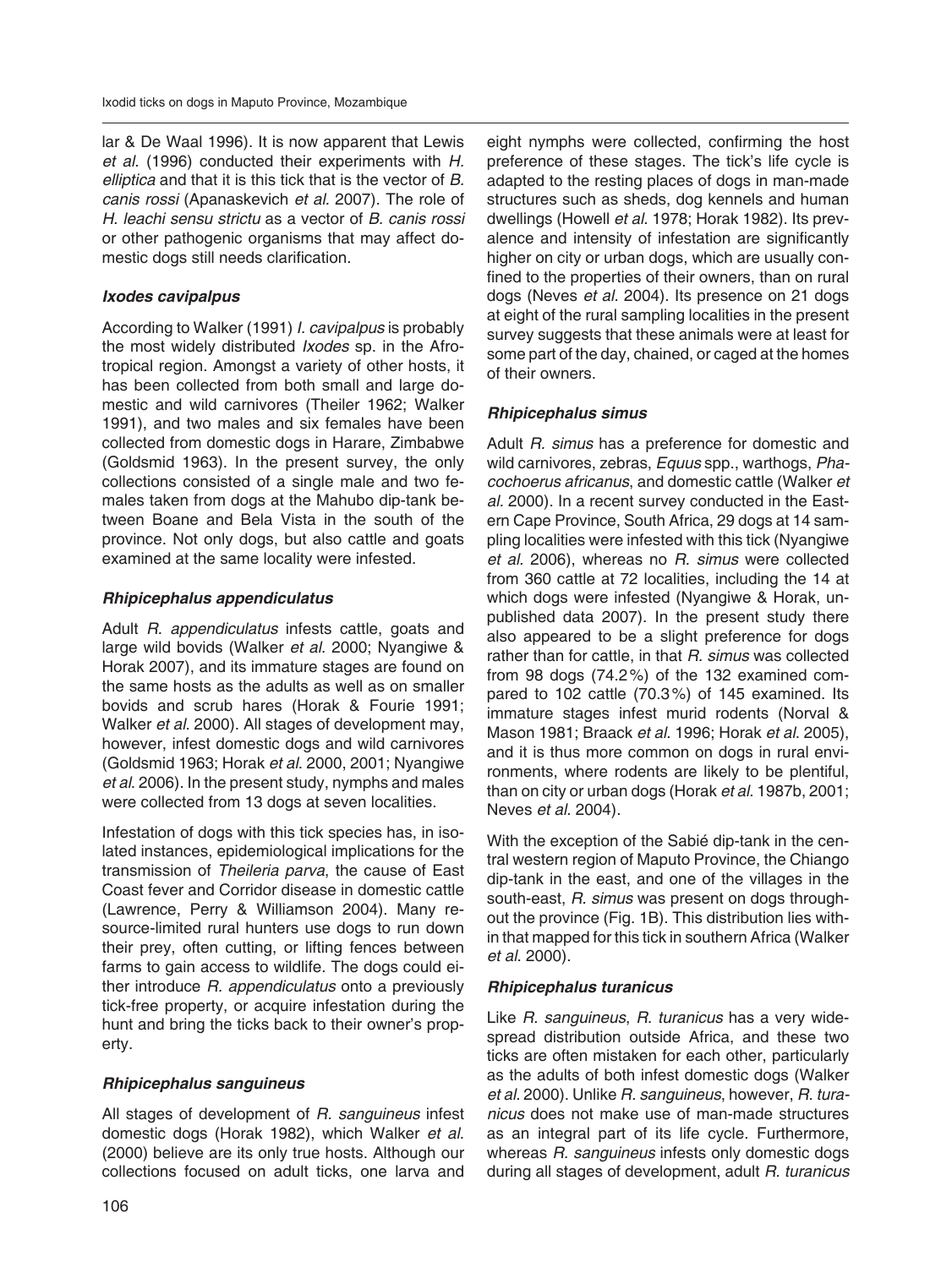lar & De Waal 1996). It is now apparent that Lewis *et al.* (1996) conducted their experiments with *H. elliptica* and that it is this tick that is the vector of *B. canis rossi* (Apanaskevich *et al.* 2007). The role of *H. leachi sensu strictu* as a vector of *B. canis rossi* or other pathogenic organisms that may affect domestic dogs still needs clarification.

### *Ixodes cavipalpus*

According to Walker (1991) *I. cavipalpus* is probably the most widely distributed *Ixodes* sp. in the Afrotropical region. Amongst a variety of other hosts, it has been collected from both small and large domestic and wild carnivores (Theiler 1962; Walker 1991), and two males and six females have been collected from domestic dogs in Harare, Zimbabwe (Goldsmid 1963). In the present survey, the only collections consisted of a single male and two females taken from dogs at the Mahubo dip-tank between Boane and Bela Vista in the south of the province. Not only dogs, but also cattle and goats examined at the same locality were infested.

### *Rhipicephalus appendiculatus*

Adult *R. appendiculatus* infests cattle, goats and large wild bovids (Walker *et al.* 2000; Nyangiwe & Horak 2007), and its immature stages are found on the same hosts as the adults as well as on smaller bovids and scrub hares (Horak & Fourie 1991; Walker *et al*. 2000). All stages of development may, however, infest domestic dogs and wild carnivores (Goldsmid 1963; Horak *et al*. 2000, 2001; Nyangiwe *et al*. 2006). In the present study, nymphs and males were collected from 13 dogs at seven localities.

Infestation of dogs with this tick species has, in isolated instances, epidemiological implications for the transmission of *Theileria parva*, the cause of East Coast fever and Corridor disease in domestic cattle (Lawrence, Perry & Williamson 2004). Many resource-limited rural hunters use dogs to run down their prey, often cutting, or lifting fences between farms to gain access to wildlife. The dogs could either introduce *R. appendiculatus* onto a previously tick-free property, or acquire infestation during the hunt and bring the ticks back to their owner's property.

### *Rhipicephalus sanguineus*

All stages of development of *R. sanguineus* infest domestic dogs (Horak 1982), which Walker *et al.* (2000) believe are its only true hosts. Although our collections focused on adult ticks, one larva and eight nymphs were collected, confirming the host preference of these stages. The tick's life cycle is adapted to the resting places of dogs in man-made structures such as sheds, dog kennels and human dwellings (Howell *et al.* 1978; Horak 1982). Its prevalence and intensity of infestation are significantly higher on city or urban dogs, which are usually confined to the properties of their owners, than on rural dogs (Neves *et al.* 2004). Its presence on 21 dogs at eight of the rural sampling localities in the present survey suggests that these animals were at least for some part of the day, chained, or caged at the homes of their owners.

### *Rhipicephalus simus*

Adult *R. simus* has a preference for domestic and wild carnivores, zebras, *Equus* spp., warthogs, *Phacochoerus africanus*, and domestic cattle (Walker *et al*. 2000). In a recent survey conducted in the Eastern Cape Province, South Africa, 29 dogs at 14 sampling localities were infested with this tick (Nyangiwe *et al.* 2006), whereas no *R. simus* were collected from 360 cattle at 72 localities, including the 14 at which dogs were infested (Nyangiwe & Horak, unpublished data 2007). In the present study there also appeared to be a slight preference for dogs rather than for cattle, in that *R. simus* was collected from 98 dogs (74.2 %) of the 132 examined compared to 102 cattle (70.3 %) of 145 examined. Its immature stages infest murid rodents (Norval & Mason 1981; Braack *et al*. 1996; Horak *et al*. 2005), and it is thus more common on dogs in rural environments, where rodents are likely to be plentiful, than on city or urban dogs (Horak *et al*. 1987b, 2001; Neves *et al*. 2004).

With the exception of the Sabié dip-tank in the central western region of Maputo Province, the Chiango dip-tank in the east, and one of the villages in the south-east, *R. simus* was present on dogs throughout the province (Fig. 1B). This distribution lies within that mapped for this tick in southern Africa (Walker *et al*. 2000).

### *Rhipicephalus turanicus*

Like *R. sanguineus*, *R. turanicus* has a very widespread distribution outside Africa, and these two ticks are often mistaken for each other, particularly as the adults of both infest domestic dogs (Walker *et al*. 2000). Unlike *R. sanguineus*, however, *R. turanicus* does not make use of man-made structures as an integral part of its life cycle. Furthermore, whereas *R. sanguineus* infests only domestic dogs during all stages of development, adult *R. turanicus*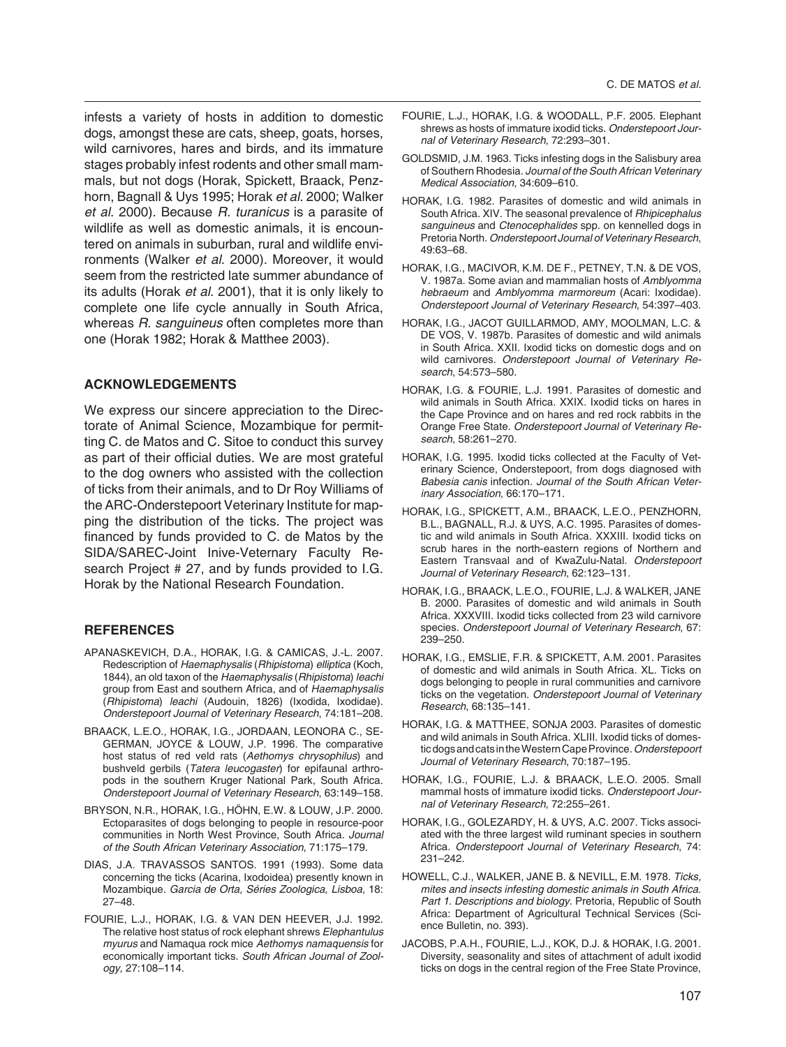infests a variety of hosts in addition to domestic dogs, amongst these are cats, sheep, goats, horses, wild carnivores, hares and birds, and its immature stages probably infest rodents and other small mammals, but not dogs (Horak, Spickett, Braack, Penzhorn, Bagnall & Uys 1995; Horak *et al*. 2000; Walker *et al*. 2000). Because *R. turanicus* is a parasite of wildlife as well as domestic animals, it is encountered on animals in suburban, rural and wildlife environments (Walker *et al*. 2000). Moreover, it would seem from the restricted late summer abundance of its adults (Horak *et al*. 2001), that it is only likely to complete one life cycle annually in South Africa, whereas *R. sanguineus* often completes more than one (Horak 1982; Horak & Matthee 2003).

## ACKNOWLEDGEMENTS

We express our sincere appreciation to the Directorate of Animal Science, Mozambique for permitting C. de Matos and C. Sitoe to conduct this survey as part of their official duties. We are most grateful to the dog owners who assisted with the collection of ticks from their animals, and to Dr Roy Williams of the ARC-Onderstepoort Veterinary Institute for mapping the distribution of the ticks. The project was financed by funds provided to C. de Matos by the SIDA/SAREC-Joint Inive-Veternary Faculty Research Project # 27, and by funds provided to I.G. Horak by the National Research Foundation.

## REFERENCES

APANASKEVICH, D.A., HORAK, I.G. & CAMICAS, J.-L. 2007. Redescription of *Haemaphysalis* (*Rhipistoma*) *elliptica* (Koch, 1844), an old taxon of the *Haemaphysalis* (*Rhipistoma*) *leachi* group from East and southern Africa, and of *Haemaphysalis* (*Rhipistoma*) *leachi* (Audouin, 1826) (Ixodida, Ixodidae). *Onderstepoort Journal of Veterinary Research*, 74:181–208.

BRAACK, L.E.O., HORAK, I.G., JORDAAN, LEONORA C., SEGERMAN, JOYCE & LOUW, J.P. 1996. The comparative host status of red veld rats (*Aethomys chrysophilus*) and bushveld gerbils (*Tatera leucogaster*) for epifaunal arthropods in the southern Kruger National Park, South Africa. *Onderstepoort Journal of Veterinary Research*, 63:149–158.

BRYSON, N.R., HORAK, I.G., HÖHN, E.W. & LOUW, J.P. 2000. Ectoparasites of dogs belonging to people in resource-poor communities in North West Province, South Africa. *Journal of the South African Veterinary Association*, 71:175–179.

DIAS, J.A. TRAVASSOS SANTOS. 1991 (1993). Some data concerning the ticks (Acarina, Ixodoidea) presently known in Mozambique. *Garcia de Orta, Séries Zoologica, Lisboa*, 18: 27–48.

FOURIE, L.J., HORAK, I.G. & VAN DEN HEEVER, J.J. 1992. The relative host status of rock elephant shrews *Elephantulus myurus* and Namaqua rock mice *Aethomys namaquensis* for economically important ticks. *South African Journal of Zoology*, 27:108–114.

FOURIE, L.J., HORAK, I.G. & WOODALL, P.F. 2005. Elephant shrews as hosts of immature ixodid ticks. *Onderstepoort Journal of Veterinary Research*, 72:293–301.

GOLDSMID, J.M. 1963. Ticks infesting dogs in the Salisbury area of Southern Rhodesia. *Journal of the South African Veterinary Medical Association*, 34:609–610.

HORAK, I.G. 1982. Parasites of domestic and wild animals in South Africa. XIV. The seasonal prevalence of *Rhipicephalus sanguineus* and *Ctenocephalides* spp. on kennelled dogs in Pretoria North. *Onderstepoort Journal of Veterinary Research*, 49:63–68.

HORAK, I.G., MACIVOR, K.M. DE F., PETNEY, T.N. & DE VOS, V. 1987a. Some avian and mammalian hosts of *Amblyomma hebraeum* and *Amblyomma marmoreum* (Acari: Ixodidae). *Onderstepoort Journal of Veterinary Research*, 54:397–403.

HORAK, I.G., JACOT GUILLARMOD, AMY, MOOLMAN, L.C. & DE VOS, V. 1987b. Parasites of domestic and wild animals in South Africa. XXII. Ixodid ticks on domestic dogs and on wild carnivores. *Onderstepoort Journal of Veterinary Research*, 54:573–580.

HORAK, I.G. & FOURIE, L.J. 1991. Parasites of domestic and wild animals in South Africa. XXIX. Ixodid ticks on hares in the Cape Province and on hares and red rock rabbits in the Orange Free State. *Onderstepoort Journal of Veterinary Research*, 58:261–270.

HORAK, I.G. 1995. Ixodid ticks collected at the Faculty of Veterinary Science, Onderstepoort, from dogs diagnosed with *Babesia canis* infection. *Journal of the South African Veterinary Association*, 66:170–171.

HORAK, I.G., SPICKETT, A.M., BRAACK, L.E.O., PENZHORN, B.L., BAGNALL, R.J. & UYS, A.C. 1995. Parasites of domestic and wild animals in South Africa. XXXIII. Ixodid ticks on scrub hares in the north-eastern regions of Northern and Eastern Transvaal and of KwaZulu-Natal. *Onderstepoort Journal of Veterinary Research*, 62:123–131.

HORAK, I.G., BRAACK, L.E.O., FOURIE, L.J. & WALKER, JANE B. 2000. Parasites of domestic and wild animals in South Africa. XXXVIII. Ixodid ticks collected from 23 wild carnivore species. *Onderstepoort Journal of Veterinary Research*, 67: 239–250.

HORAK, I.G., EMSLIE, F.R. & SPICKETT, A.M. 2001. Parasites of domestic and wild animals in South Africa. XL. Ticks on dogs belonging to people in rural communities and carnivore ticks on the vegetation. *Onderstepoort Journal of Veterinary Research*, 68:135–141.

HORAK, I.G. & MATTHEE, SONJA 2003. Parasites of domestic and wild animals in South Africa. XLIII. Ixodid ticks of domestic dogs and cats in the Western Cape Province. *Onderstepoort Journal of Veterinary Research*, 70:187–195.

HORAK, I.G., FOURIE, L.J. & BRAACK, L.E.O. 2005. Small mammal hosts of immature ixodid ticks. *Onderstepoort Journal of Veterinary Research*, 72:255–261.

HORAK, I.G., GOLEZARDY, H. & UYS, A.C. 2007. Ticks associated with the three largest wild ruminant species in southern Africa. *Onderstepoort Journal of Veterinary Research*, 74: 231–242.

HOWELL, C.J., WALKER, JANE B. & NEVILL, E.M. 1978. *Ticks, mites and insects infesting domestic animals in South Africa. Part 1. Descriptions and biology*. Pretoria, Republic of South Africa: Department of Agricultural Technical Services (Science Bulletin, no. 393).

JACOBS, P.A.H., FOURIE, L.J., KOK, D.J. & HORAK, I.G. 2001. Diversity, seasonality and sites of attachment of adult ixodid ticks on dogs in the central region of the Free State Province,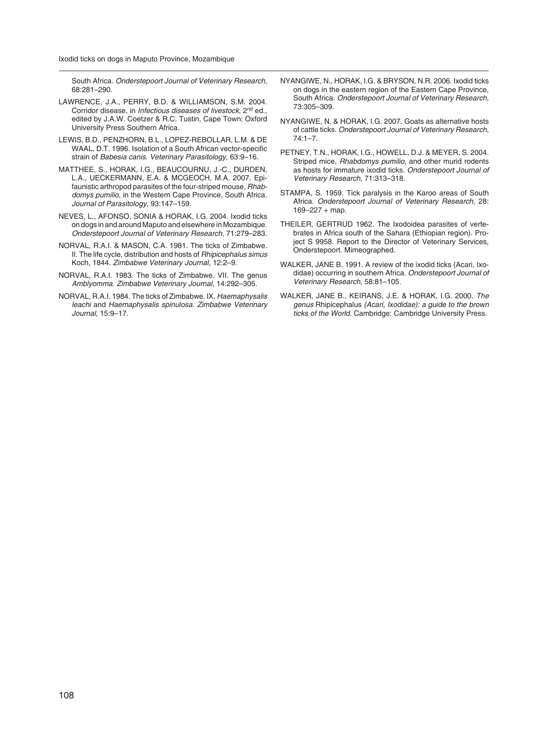South Africa. *Onderstepoort Journal of Veterinary Research*, 68:281–290.

LAWRENCE, J.A., PERRY, B.D. & WILLIAMSON, S.M. 2004. Corridor disease, in *Infectious diseases of livestock*, 2nd ed., edited by J.A.W. Coetzer & R.C. Tustin, Cape Town: Oxford University Press Southern Africa.

LEWIS, B.D., PENZHORN, B.L., LOPEZ-REBOLLAR, L.M. & DE WAAL, D.T. 1996. Isolation of a South African vector-specific strain of *Babesia canis*. *Veterinary Parasitology*, 63:9–16.

MATTHEE, S., HORAK, I.G., BEAUCOURNU, J.-C., DURDEN, L.A., UECKERMANN, E.A. & MCGEOCH, M.A. 2007. Epifaunistic arthropod parasites of the four-striped mouse, *Rhabdomys pumilio*, in the Western Cape Province, South Africa. *Journal of Parasitology*, 93:147–159.

NEVES, L., AFONSO, SONIA & HORAK, I.G. 2004. Ixodid ticks on dogs in and around Maputo and elsewhere in Mozambique. *Onderstepoort Journal of Veterinary Research*, 71:279–283.

NORVAL, R.A.I. & MASON, C.A. 1981. The ticks of Zimbabwe. II. The life cycle, distribution and hosts of *Rhipicephalus simus* Koch, 1844. *Zimbabwe Veterinary Journal*, 12:2–9.

NORVAL, R.A.I. 1983. The ticks of Zimbabwe. VII. The genus *Amblyomma*. *Zimbabwe Veterinary Journal*, 14:292–305.

NORVAL, R.A.I. 1984. The ticks of Zimbabwe. IX. *Haemaphysalis leachi* and *Haemaphysalis spinulosa*. *Zimbabwe Veterinary Journal*, 15:9–17.

NYANGIWE, N., HORAK, I.G. & BRYSON, N.R. 2006. Ixodid ticks on dogs in the eastern region of the Eastern Cape Province, South Africa. *Onderstepoort Journal of Veterinary Research*, 73:305–309.

NYANGIWE, N. & HORAK, I.G. 2007. Goats as alternative hosts of cattle ticks. *Onderstepoort Journal of Veterinary Research*, 74:1–7.

PETNEY, T.N., HORAK, I.G., HOWELL, D.J. & MEYER, S. 2004. Striped mice, *Rhabdomys pumilio*, and other murid rodents as hosts for immature ixodid ticks. *Onderstepoort Journal of Veterinary Research*, 71:313–318.

STAMPA, S. 1959. Tick paralysis in the Karoo areas of South Africa. *Onderstepoort Journal of Veterinary Research*, 28: 169–227 + map.

THEILER, GERTRUD 1962. The Ixodoidea parasites of vertebrates in Africa south of the Sahara (Ethiopian region). Project S 9958. Report to the Director of Veterinary Services, Onderstepoort. Mimeographed.

WALKER, JANE B. 1991. A review of the ixodid ticks (Acari, Ixodidae) occurring in southern Africa. *Onderstepoort Journal of Veterinary Research*, 58:81–105.

WALKER, JANE B., KEIRANS, J.E. & HORAK, I.G. 2000. *The genus* Rhipicephalus *(Acari, Ixodidae): a guide to the brown ticks of the World*. Cambridge: Cambridge University Press.